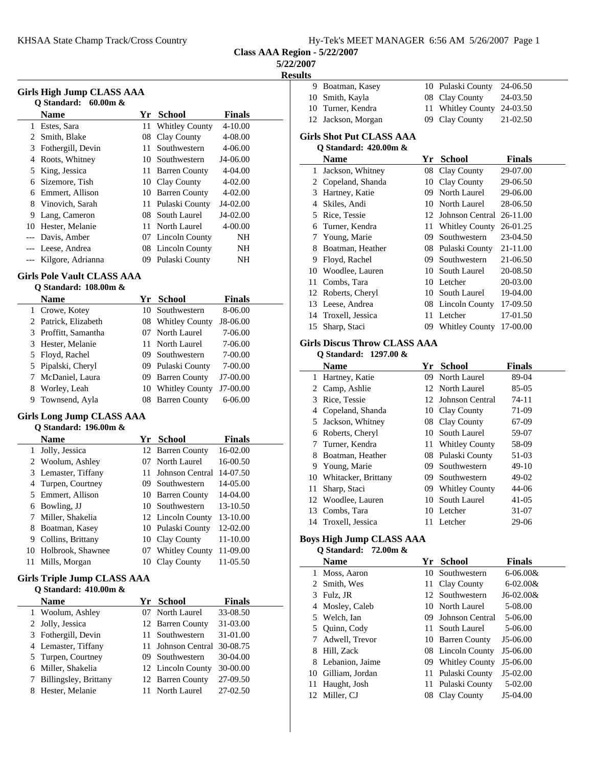KHSAA State Champ Track/Cross Country

**Class AAA Region - 5/22/2007**

**5/22/2007**

**Results**

### Girls High Jump CLASS AAA

**Q Standard: 60.00m &**

| | Name | Yr | School | Finals |
|---|---|---|---|---|
| 1 | Estes, Sara | 11 | Whitley County | 4-10.00 |
| 2 | Smith, Blake | 08 | Clay County | 4-08.00 |
| 3 | Fothergill, Devin | 11 | Southwestern | 4-06.00 |
| 4 | Roots, Whitney | 10 | Southwestern | J4-06.00 |
| 5 | King, Jessica | 11 | Barren County | 4-04.00 |
| 6 | Sizemore, Tish | 10 | Clay County | 4-02.00 |
| 6 | Emmert, Allison | 10 | Barren County | 4-02.00 |
| 8 | Vinovich, Sarah | 11 | Pulaski County | J4-02.00 |
| 9 | Lang, Cameron | 08 | South Laurel | J4-02.00 |
| 10 | Hester, Melanie | 11 | North Laurel | 4-00.00 |
| --- | Davis, Amber | 07 | Lincoln County | NH |
| --- | Leese, Andrea | 08 | Lincoln County | NH |
| --- | Kilgore, Adrianna | 09 | Pulaski County | NH |

### Girls Pole Vault CLASS AAA

**Q Standard: 108.00m &**

| | Name | Yr | School | Finals |
|---|---|---|---|---|
| 1 | Crowe, Kotey | 10 | Southwestern | 8-06.00 |
| 2 | Patrick, Elizabeth | 08 | Whitley County | J8-06.00 |
| 3 | Proffitt, Samantha | 07 | North Laurel | 7-06.00 |
| 3 | Hester, Melanie | 11 | North Laurel | 7-06.00 |
| 5 | Floyd, Rachel | 09 | Southwestern | 7-00.00 |
| 5 | Pipalski, Cheryl | 09 | Pulaski County | 7-00.00 |
| 7 | McDaniel, Laura | 09 | Barren County | J7-00.00 |
| 8 | Worley, Leah | 10 | Whitley County | J7-00.00 |
| 9 | Townsend, Ayla | 08 | Barren County | 6-06.00 |

### Girls Long Jump CLASS AAA

**Q Standard: 196.00m &**

| | Name | Yr | School | Finals |
|---|---|---|---|---|
| 1 | Jolly, Jessica | 12 | Barren County | 16-02.00 |
| 2 | Woolum, Ashley | 07 | North Laurel | 16-00.50 |
| 3 | Lemaster, Tiffany | 11 | Johnson Central | 14-07.50 |
| 4 | Turpen, Courtney | 09 | Southwestern | 14-05.00 |
| 5 | Emmert, Allison | 10 | Barren County | 14-04.00 |
| 6 | Bowling, JJ | 10 | Southwestern | 13-10.50 |
| 7 | Miller, Shakelia | 12 | Lincoln County | 13-10.00 |
| 8 | Boatman, Kasey | 10 | Pulaski County | 12-02.00 |
| 9 | Collins, Brittany | 10 | Clay County | 11-10.00 |
| 10 | Holbrook, Shawnee | 07 | Whitley County | 11-09.00 |
| 11 | Mills, Morgan | 10 | Clay County | 11-05.50 |

### Girls Triple Jump CLASS AAA

**Q Standard: 410.00m &**

| | Name | Yr | School | Finals |
|---|---|---|---|---|
| 1 | Woolum, Ashley | 07 | North Laurel | 33-08.50 |
| 2 | Jolly, Jessica | 12 | Barren County | 31-03.00 |
| 3 | Fothergill, Devin | 11 | Southwestern | 31-01.00 |
| 4 | Lemaster, Tiffany | 11 | Johnson Central | 30-08.75 |
| 5 | Turpen, Courtney | 09 | Southwestern | 30-04.00 |
| 6 | Miller, Shakelia | 12 | Lincoln County | 30-00.00 |
| 7 | Billingsley, Brittany | 12 | Barren County | 27-09.50 |
| 8 | Hester, Melanie | 11 | North Laurel | 27-02.50 |
| 9 | Boatman, Kasey | 10 | Pulaski County | 24-06.50 |
| 10 | Smith, Kayla | 08 | Clay County | 24-03.50 |
| 10 | Turner, Kendra | 11 | Whitley County | 24-03.50 |
| 12 | Jackson, Morgan | 09 | Clay County | 21-02.50 |

### Girls Shot Put CLASS AAA

**Q Standard: 420.00m &**

| | Name | Yr | School | Finals |
|---|---|---|---|---|
| 1 | Jackson, Whitney | 08 | Clay County | 29-07.00 |
| 2 | Copeland, Shanda | 10 | Clay County | 29-06.50 |
| 3 | Hartney, Katie | 09 | North Laurel | 29-06.00 |
| 4 | Skiles, Andi | 10 | North Laurel | 28-06.50 |
| 5 | Rice, Tessie | 12 | Johnson Central | 26-11.00 |
| 6 | Turner, Kendra | 11 | Whitley County | 26-01.25 |
| 7 | Young, Marie | 09 | Southwestern | 23-04.50 |
| 8 | Boatman, Heather | 08 | Pulaski County | 21-11.00 |
| 9 | Floyd, Rachel | 09 | Southwestern | 21-06.50 |
| 10 | Woodlee, Lauren | 10 | South Laurel | 20-08.50 |
| 11 | Combs, Tara | 10 | Letcher | 20-03.00 |
| 12 | Roberts, Cheryl | 10 | South Laurel | 19-04.00 |
| 13 | Leese, Andrea | 08 | Lincoln County | 17-09.50 |
| 14 | Troxell, Jessica | 11 | Letcher | 17-01.50 |
| 15 | Sharp, Staci | 09 | Whitley County | 17-00.00 |

### Girls Discus Throw CLASS AAA

**Q Standard: 1297.00 &**

| | Name | Yr | School | Finals |
|---|---|---|---|---|
| 1 | Hartney, Katie | 09 | North Laurel | 89-04 |
| 2 | Camp, Ashlie | 12 | North Laurel | 85-05 |
| 3 | Rice, Tessie | 12 | Johnson Central | 74-11 |
| 4 | Copeland, Shanda | 10 | Clay County | 71-09 |
| 5 | Jackson, Whitney | 08 | Clay County | 67-09 |
| 6 | Roberts, Cheryl | 10 | South Laurel | 59-07 |
| 7 | Turner, Kendra | 11 | Whitley County | 58-09 |
| 8 | Boatman, Heather | 08 | Pulaski County | 51-03 |
| 9 | Young, Marie | 09 | Southwestern | 49-10 |
| 10 | Whitacker, Brittany | 09 | Southwestern | 49-02 |
| 11 | Sharp, Staci | 09 | Whitley County | 44-06 |
| 12 | Woodlee, Lauren | 10 | South Laurel | 41-05 |
| 13 | Combs, Tara | 10 | Letcher | 31-07 |
| 14 | Troxell, Jessica | 11 | Letcher | 29-06 |

### Boys High Jump CLASS AAA

**Q Standard: 72.00m &**

| | Name | Yr | School | Finals |
|---|---|---|---|---|
| 1 | Moss, Aaron | 10 | Southwestern | 6-06.00& |
| 2 | Smith, Wes | 11 | Clay County | 6-02.00& |
| 3 | Fulz, JR | 12 | Southwestern | J6-02.00& |
| 4 | Mosley, Caleb | 10 | North Laurel | 5-08.00 |
| 5 | Welch, Ian | 09 | Johnson Central | 5-06.00 |
| 5 | Quinn, Cody | 11 | South Laurel | 5-06.00 |
| 7 | Adwell, Trevor | 10 | Barren County | J5-06.00 |
| 8 | Hill, Zack | 08 | Lincoln County | J5-06.00 |
| 8 | Lebanion, Jaime | 09 | Whitley County | J5-06.00 |
| 10 | Gilliam, Jordan | 11 | Pulaski County | J5-02.00 |
| 11 | Haught, Josh | 11 | Pulaski County | 5-02.00 |
| 12 | Miller, CJ | 08 | Clay County | J5-04.00 |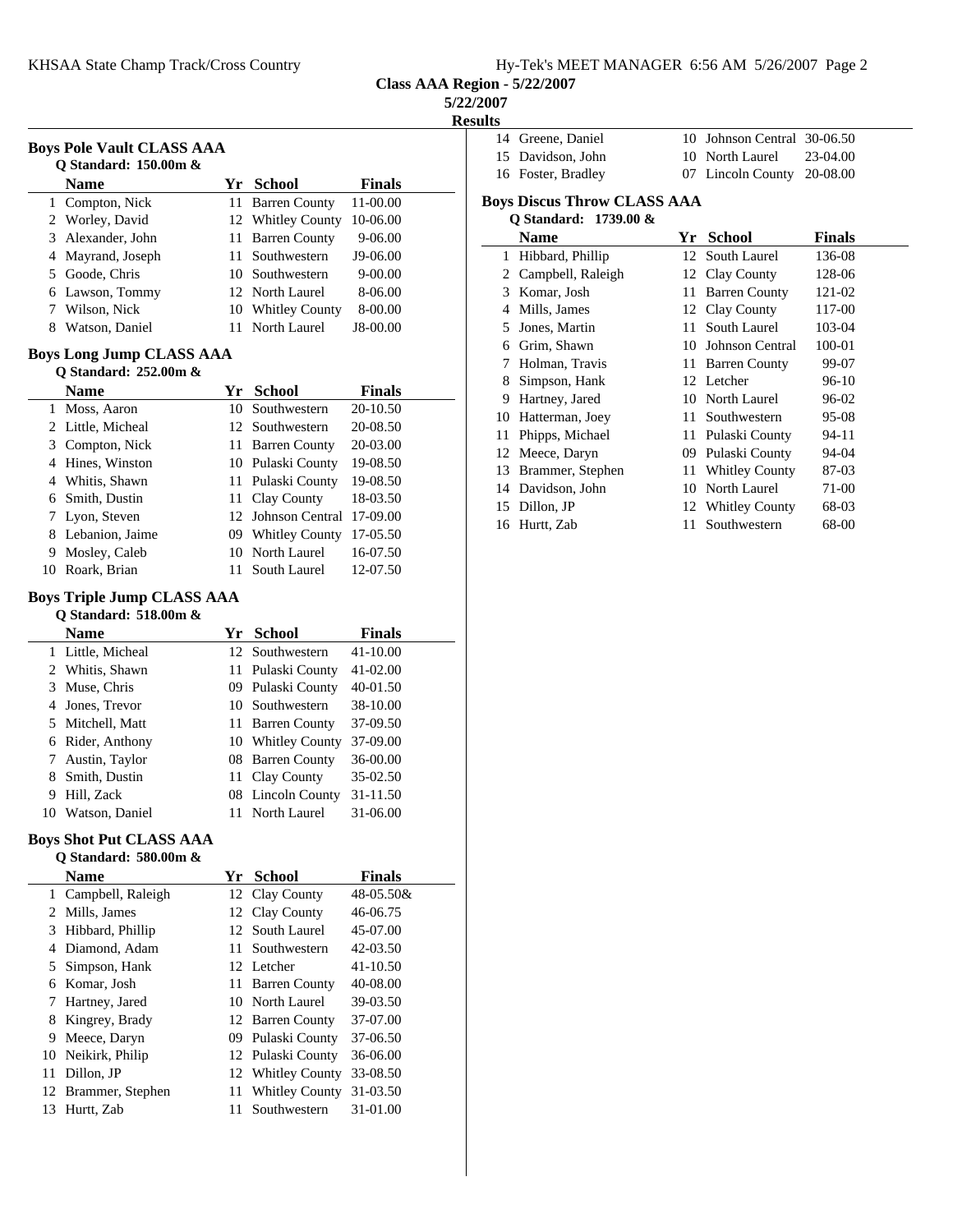Class AAA Region - 5/22/2007

5/22/2007

Results

### Boys Pole Vault CLASS AAA

Q Standard: 150.00m &

| | Name | Yr | School | Finals |
|---|---|---|---|---|
| 1 | Compton, Nick | 11 | Barren County | 11-00.00 |
| 2 | Worley, David | 12 | Whitley County | 10-06.00 |
| 3 | Alexander, John | 11 | Barren County | 9-06.00 |
| 4 | Mayrand, Joseph | 11 | Southwestern | J9-06.00 |
| 5 | Goode, Chris | 10 | Southwestern | 9-00.00 |
| 6 | Lawson, Tommy | 12 | North Laurel | 8-06.00 |
| 7 | Wilson, Nick | 10 | Whitley County | 8-00.00 |
| 8 | Watson, Daniel | 11 | North Laurel | J8-00.00 |

### Boys Long Jump CLASS AAA

Q Standard: 252.00m &

| | Name | Yr | School | Finals |
|---|---|---|---|---|
| 1 | Moss, Aaron | 10 | Southwestern | 20-10.50 |
| 2 | Little, Micheal | 12 | Southwestern | 20-08.50 |
| 3 | Compton, Nick | 11 | Barren County | 20-03.00 |
| 4 | Hines, Winston | 10 | Pulaski County | 19-08.50 |
| 4 | Whitis, Shawn | 11 | Pulaski County | 19-08.50 |
| 6 | Smith, Dustin | 11 | Clay County | 18-03.50 |
| 7 | Lyon, Steven | 12 | Johnson Central | 17-09.00 |
| 8 | Lebanion, Jaime | 09 | Whitley County | 17-05.50 |
| 9 | Mosley, Caleb | 10 | North Laurel | 16-07.50 |
| 10 | Roark, Brian | 11 | South Laurel | 12-07.50 |

### Boys Triple Jump CLASS AAA

Q Standard: 518.00m &

| | Name | Yr | School | Finals |
|---|---|---|---|---|
| 1 | Little, Micheal | 12 | Southwestern | 41-10.00 |
| 2 | Whitis, Shawn | 11 | Pulaski County | 41-02.00 |
| 3 | Muse, Chris | 09 | Pulaski County | 40-01.50 |
| 4 | Jones, Trevor | 10 | Southwestern | 38-10.00 |
| 5 | Mitchell, Matt | 11 | Barren County | 37-09.50 |
| 6 | Rider, Anthony | 10 | Whitley County | 37-09.00 |
| 7 | Austin, Taylor | 08 | Barren County | 36-00.00 |
| 8 | Smith, Dustin | 11 | Clay County | 35-02.50 |
| 9 | Hill, Zack | 08 | Lincoln County | 31-11.50 |
| 10 | Watson, Daniel | 11 | North Laurel | 31-06.00 |

### Boys Shot Put CLASS AAA

Q Standard: 580.00m &

| | Name | Yr | School | Finals |
|---|---|---|---|---|
| 1 | Campbell, Raleigh | 12 | Clay County | 48-05.50& |
| 2 | Mills, James | 12 | Clay County | 46-06.75 |
| 3 | Hibbard, Phillip | 12 | South Laurel | 45-07.00 |
| 4 | Diamond, Adam | 11 | Southwestern | 42-03.50 |
| 5 | Simpson, Hank | 12 | Letcher | 41-10.50 |
| 6 | Komar, Josh | 11 | Barren County | 40-08.00 |
| 7 | Hartney, Jared | 10 | North Laurel | 39-03.50 |
| 8 | Kingrey, Brady | 12 | Barren County | 37-07.00 |
| 9 | Meece, Daryn | 09 | Pulaski County | 37-06.50 |
| 10 | Neikirk, Philip | 12 | Pulaski County | 36-06.00 |
| 11 | Dillon, JP | 12 | Whitley County | 33-08.50 |
| 12 | Brammer, Stephen | 11 | Whitley County | 31-03.50 |
| 13 | Hurtt, Zab | 11 | Southwestern | 31-01.00 |
| 14 | Greene, Daniel | 10 | Johnson Central | 30-06.50 |
| 15 | Davidson, John | 10 | North Laurel | 23-04.00 |
| 16 | Foster, Bradley | 07 | Lincoln County | 20-08.00 |

### Boys Discus Throw CLASS AAA

Q Standard: 1739.00 &

| | Name | Yr | School | Finals |
|---|---|---|---|---|
| 1 | Hibbard, Phillip | 12 | South Laurel | 136-08 |
| 2 | Campbell, Raleigh | 12 | Clay County | 128-06 |
| 3 | Komar, Josh | 11 | Barren County | 121-02 |
| 4 | Mills, James | 12 | Clay County | 117-00 |
| 5 | Jones, Martin | 11 | South Laurel | 103-04 |
| 6 | Grim, Shawn | 10 | Johnson Central | 100-01 |
| 7 | Holman, Travis | 11 | Barren County | 99-07 |
| 8 | Simpson, Hank | 12 | Letcher | 96-10 |
| 9 | Hartney, Jared | 10 | North Laurel | 96-02 |
| 10 | Hatterman, Joey | 11 | Southwestern | 95-08 |
| 11 | Phipps, Michael | 11 | Pulaski County | 94-11 |
| 12 | Meece, Daryn | 09 | Pulaski County | 94-04 |
| 13 | Brammer, Stephen | 11 | Whitley County | 87-03 |
| 14 | Davidson, John | 10 | North Laurel | 71-00 |
| 15 | Dillon, JP | 12 | Whitley County | 68-03 |
| 16 | Hurtt, Zab | 11 | Southwestern | 68-00 |